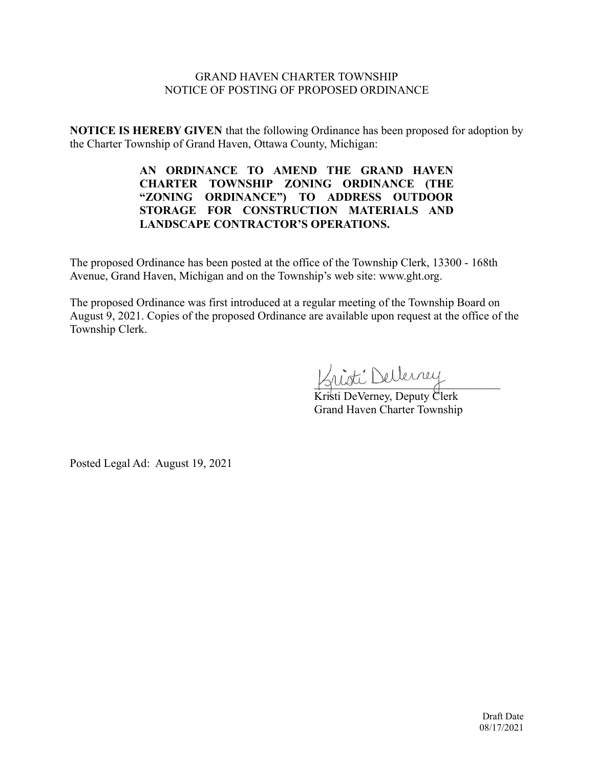GRAND HAVEN CHARTER TOWNSHIP
NOTICE OF POSTING OF PROPOSED ORDINANCE

**NOTICE IS HEREBY GIVEN** that the following Ordinance has been proposed for adoption by the Charter Township of Grand Haven, Ottawa County, Michigan:

**AN ORDINANCE TO AMEND THE GRAND HAVEN CHARTER TOWNSHIP ZONING ORDINANCE (THE "ZONING ORDINANCE") TO ADDRESS OUTDOOR STORAGE FOR CONSTRUCTION MATERIALS AND LANDSCAPE CONTRACTOR'S OPERATIONS.**

The proposed Ordinance has been posted at the office of the Township Clerk, 13300 - 168th Avenue, Grand Haven, Michigan and on the Township's web site: www.ght.org.

The proposed Ordinance was first introduced at a regular meeting of the Township Board on August 9, 2021. Copies of the proposed Ordinance are available upon request at the office of the Township Clerk.

Kristi DeVerney

Kristi DeVerney, Deputy Clerk
Grand Haven Charter Township

Posted Legal Ad: August 19, 2021

Draft Date
08/17/2021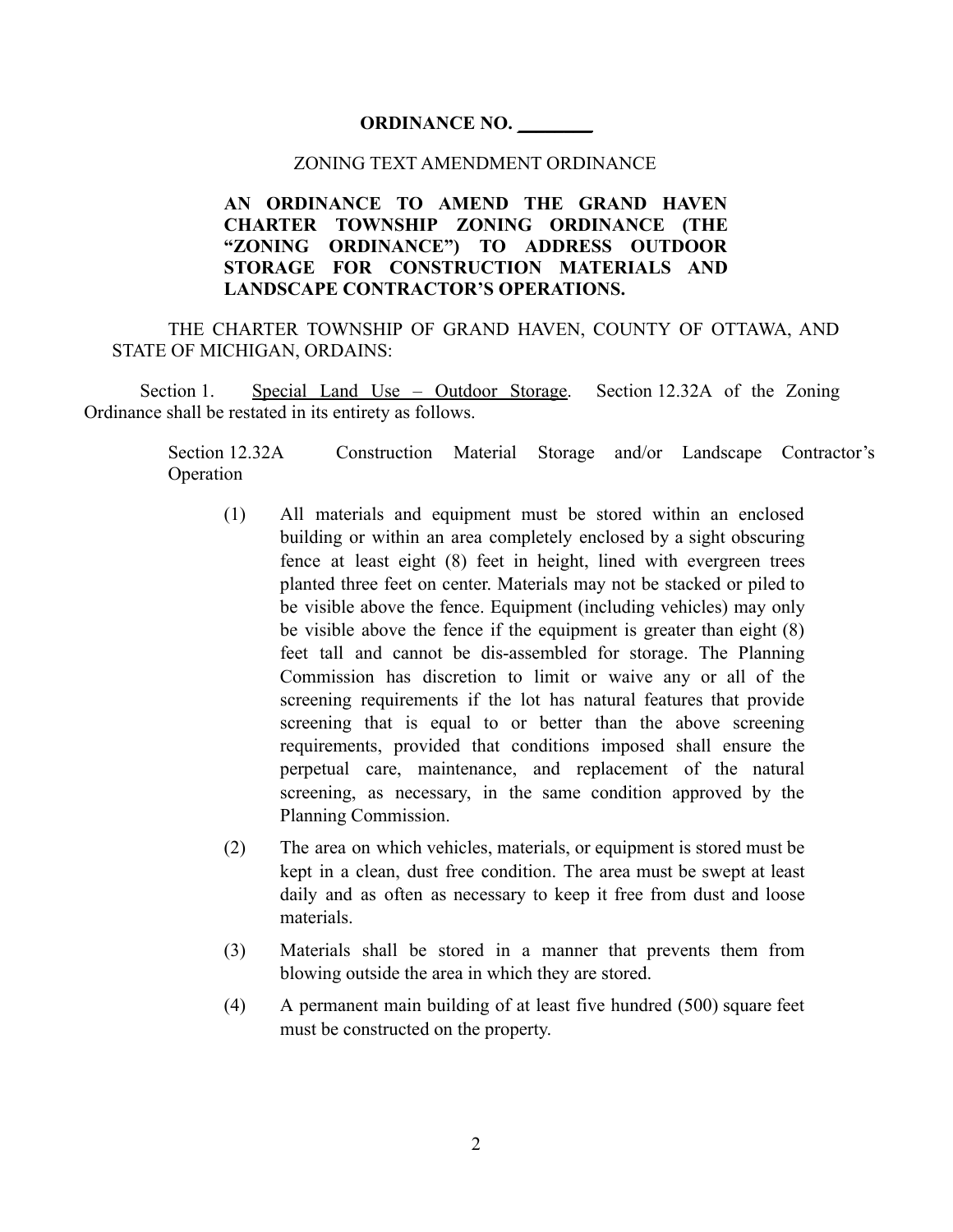**ORDINANCE NO. ________**

ZONING TEXT AMENDMENT ORDINANCE

**AN ORDINANCE TO AMEND THE GRAND HAVEN CHARTER TOWNSHIP ZONING ORDINANCE (THE "ZONING ORDINANCE") TO ADDRESS OUTDOOR STORAGE FOR CONSTRUCTION MATERIALS AND LANDSCAPE CONTRACTOR'S OPERATIONS.**

THE CHARTER TOWNSHIP OF GRAND HAVEN, COUNTY OF OTTAWA, AND STATE OF MICHIGAN, ORDAINS:

Section 1. Special Land Use – Outdoor Storage. Section 12.32A of the Zoning Ordinance shall be restated in its entirety as follows.

Section 12.32A Construction Material Storage and/or Landscape Contractor's Operation

(1) All materials and equipment must be stored within an enclosed building or within an area completely enclosed by a sight obscuring fence at least eight (8) feet in height, lined with evergreen trees planted three feet on center. Materials may not be stacked or piled to be visible above the fence. Equipment (including vehicles) may only be visible above the fence if the equipment is greater than eight (8) feet tall and cannot be dis-assembled for storage. The Planning Commission has discretion to limit or waive any or all of the screening requirements if the lot has natural features that provide screening that is equal to or better than the above screening requirements, provided that conditions imposed shall ensure the perpetual care, maintenance, and replacement of the natural screening, as necessary, in the same condition approved by the Planning Commission.

(2) The area on which vehicles, materials, or equipment is stored must be kept in a clean, dust free condition. The area must be swept at least daily and as often as necessary to keep it free from dust and loose materials.

(3) Materials shall be stored in a manner that prevents them from blowing outside the area in which they are stored.

(4) A permanent main building of at least five hundred (500) square feet must be constructed on the property.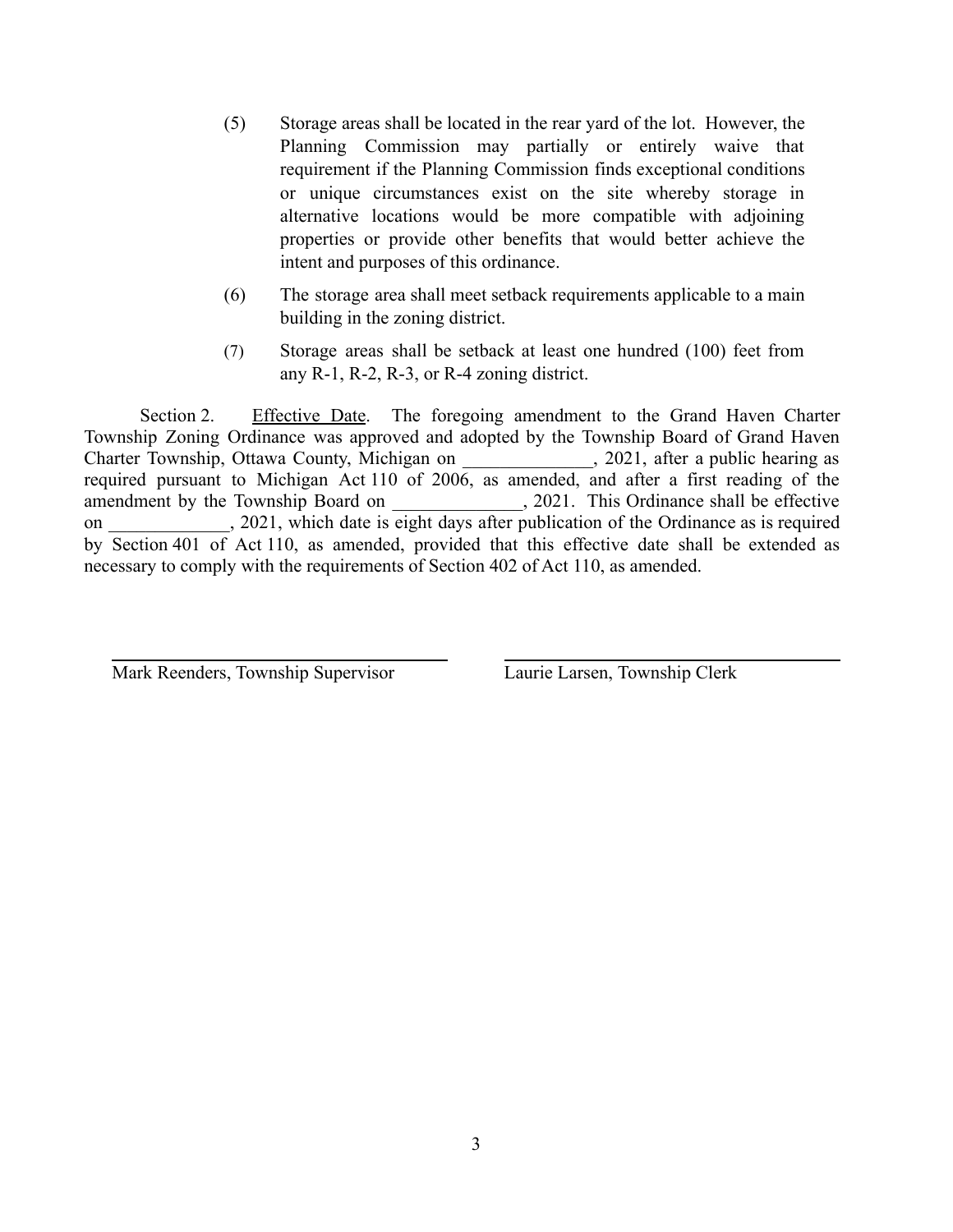(5) Storage areas shall be located in the rear yard of the lot. However, the Planning Commission may partially or entirely waive that requirement if the Planning Commission finds exceptional conditions or unique circumstances exist on the site whereby storage in alternative locations would be more compatible with adjoining properties or provide other benefits that would better achieve the intent and purposes of this ordinance.

(6) The storage area shall meet setback requirements applicable to a main building in the zoning district.

(7) Storage areas shall be setback at least one hundred (100) feet from any R-1, R-2, R-3, or R-4 zoning district.

Section 2. Effective Date. The foregoing amendment to the Grand Haven Charter Township Zoning Ordinance was approved and adopted by the Township Board of Grand Haven Charter Township, Ottawa County, Michigan on ______________, 2021, after a public hearing as required pursuant to Michigan Act 110 of 2006, as amended, and after a first reading of the amendment by the Township Board on ______________, 2021. This Ordinance shall be effective on _____________, 2021, which date is eight days after publication of the Ordinance as is required by Section 401 of Act 110, as amended, provided that this effective date shall be extended as necessary to comply with the requirements of Section 402 of Act 110, as amended.

| ______________________________ | ______________________________ |
|---|---|
| Mark Reenders, Township Supervisor | Laurie Larsen, Township Clerk |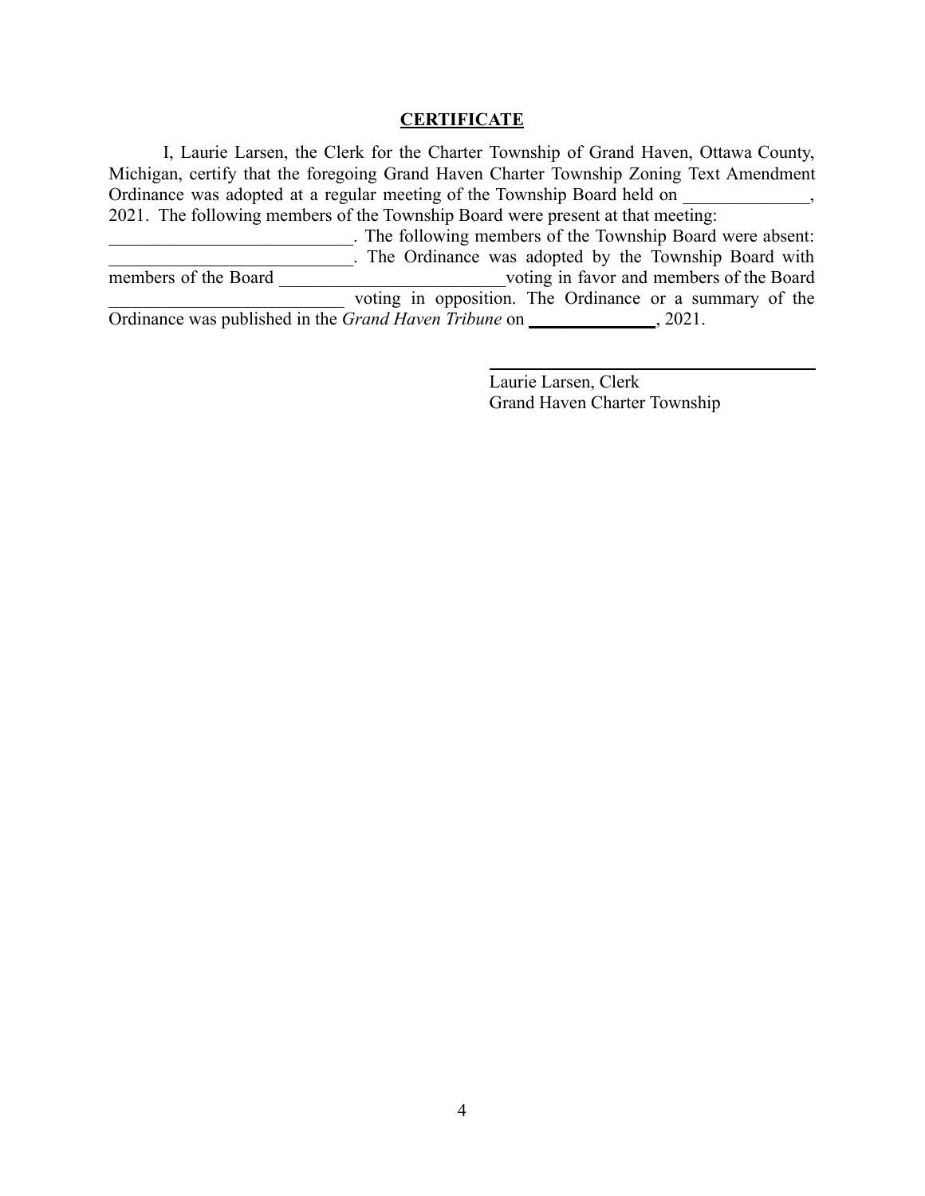**CERTIFICATE**

I, Laurie Larsen, the Clerk for the Charter Township of Grand Haven, Ottawa County, Michigan, certify that the foregoing Grand Haven Charter Township Zoning Text Amendment Ordinance was adopted at a regular meeting of the Township Board held on ______________, 2021. The following members of the Township Board were present at that meeting: ___________________________. The following members of the Township Board were absent: ___________________________. The Ordinance was adopted by the Township Board with members of the Board _________________________voting in favor and members of the Board __________________________ voting in opposition. The Ordinance or a summary of the Ordinance was published in the *Grand Haven Tribune* on ______________, 2021.

\_\_\_\_\_\_\_\_\_\_\_\_\_\_\_\_\_\_\_\_\_\_\_\_\_\_\_\_\_\_\_\_\_\_\_\_

Laurie Larsen, Clerk  
Grand Haven Charter Township